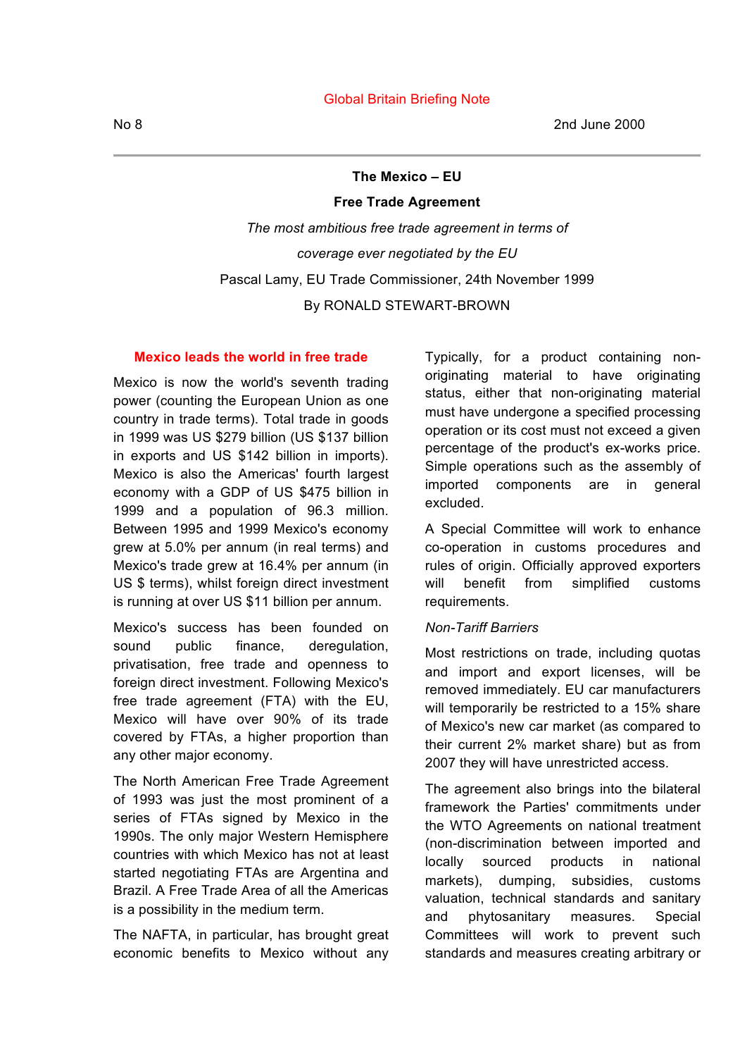Global Britain Briefing Note

No 8 2nd June 2000

---

# The Mexico – EU Free Trade Agreement

*The most ambitious free trade agreement in terms of coverage ever negotiated by the EU*

Pascal Lamy, EU Trade Commissioner, 24th November 1999

By RONALD STEWART-BROWN

## Mexico leads the world in free trade

Mexico is now the world's seventh trading power (counting the European Union as one country in trade terms). Total trade in goods in 1999 was US $279 billion (US $137 billion in exports and US $142 billion in imports). Mexico is also the Americas' fourth largest economy with a GDP of US $475 billion in 1999 and a population of 96.3 million. Between 1995 and 1999 Mexico's economy grew at 5.0% per annum (in real terms) and Mexico's trade grew at 16.4% per annum (in US $ terms), whilst foreign direct investment is running at over US $11 billion per annum.

Mexico's success has been founded on sound public finance, deregulation, privatisation, free trade and openness to foreign direct investment. Following Mexico's free trade agreement (FTA) with the EU, Mexico will have over 90% of its trade covered by FTAs, a higher proportion than any other major economy.

The North American Free Trade Agreement of 1993 was just the most prominent of a series of FTAs signed by Mexico in the 1990s. The only major Western Hemisphere countries with which Mexico has not at least started negotiating FTAs are Argentina and Brazil. A Free Trade Area of all the Americas is a possibility in the medium term.

The NAFTA, in particular, has brought great economic benefits to Mexico without any

Typically, for a product containing non-originating material to have originating status, either that non-originating material must have undergone a specified processing operation or its cost must not exceed a given percentage of the product's ex-works price. Simple operations such as the assembly of imported components are in general excluded.

A Special Committee will work to enhance co-operation in customs procedures and rules of origin. Officially approved exporters will benefit from simplified customs requirements.

*Non-Tariff Barriers*

Most restrictions on trade, including quotas and import and export licenses, will be removed immediately. EU car manufacturers will temporarily be restricted to a 15% share of Mexico's new car market (as compared to their current 2% market share) but as from 2007 they will have unrestricted access.

The agreement also brings into the bilateral framework the Parties' commitments under the WTO Agreements on national treatment (non-discrimination between imported and locally sourced products in national markets), dumping, subsidies, customs valuation, technical standards and sanitary and phytosanitary measures. Special Committees will work to prevent such standards and measures creating arbitrary or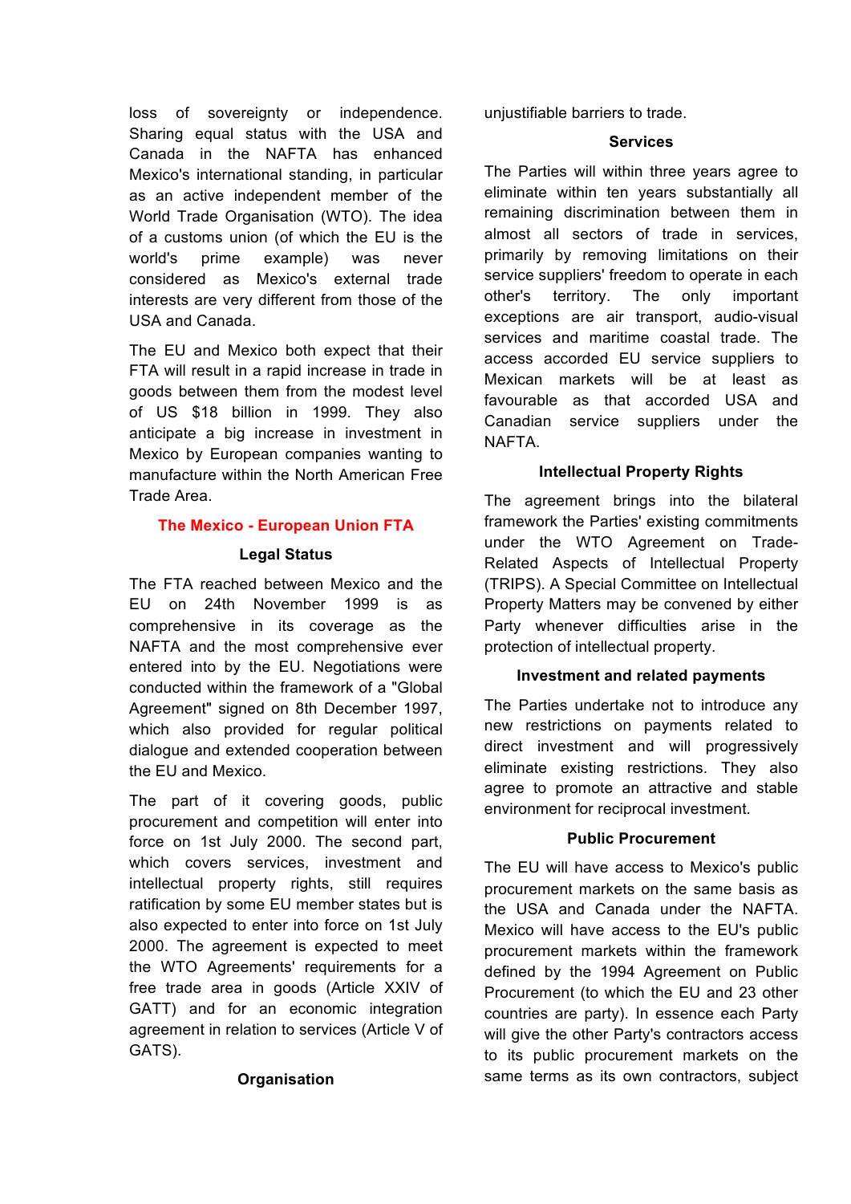loss of sovereignty or independence. Sharing equal status with the USA and Canada in the NAFTA has enhanced Mexico's international standing, in particular as an active independent member of the World Trade Organisation (WTO). The idea of a customs union (of which the EU is the world's prime example) was never considered as Mexico's external trade interests are very different from those of the USA and Canada.

The EU and Mexico both expect that their FTA will result in a rapid increase in trade in goods between them from the modest level of US $18 billion in 1999. They also anticipate a big increase in investment in Mexico by European companies wanting to manufacture within the North American Free Trade Area.

## The Mexico - European Union FTA

### Legal Status

The FTA reached between Mexico and the EU on 24th November 1999 is as comprehensive in its coverage as the NAFTA and the most comprehensive ever entered into by the EU. Negotiations were conducted within the framework of a "Global Agreement" signed on 8th December 1997, which also provided for regular political dialogue and extended cooperation between the EU and Mexico.

The part of it covering goods, public procurement and competition will enter into force on 1st July 2000. The second part, which covers services, investment and intellectual property rights, still requires ratification by some EU member states but is also expected to enter into force on 1st July 2000. The agreement is expected to meet the WTO Agreements' requirements for a free trade area in goods (Article XXIV of GATT) and for an economic integration agreement in relation to services (Article V of GATS).

### Organisation

unjustifiable barriers to trade.

### Services

The Parties will within three years agree to eliminate within ten years substantially all remaining discrimination between them in almost all sectors of trade in services, primarily by removing limitations on their service suppliers' freedom to operate in each other's territory. The only important exceptions are air transport, audio-visual services and maritime coastal trade. The access accorded EU service suppliers to Mexican markets will be at least as favourable as that accorded USA and Canadian service suppliers under the NAFTA.

### Intellectual Property Rights

The agreement brings into the bilateral framework the Parties' existing commitments under the WTO Agreement on Trade-Related Aspects of Intellectual Property (TRIPS). A Special Committee on Intellectual Property Matters may be convened by either Party whenever difficulties arise in the protection of intellectual property.

### Investment and related payments

The Parties undertake not to introduce any new restrictions on payments related to direct investment and will progressively eliminate existing restrictions. They also agree to promote an attractive and stable environment for reciprocal investment.

### Public Procurement

The EU will have access to Mexico's public procurement markets on the same basis as the USA and Canada under the NAFTA. Mexico will have access to the EU's public procurement markets within the framework defined by the 1994 Agreement on Public Procurement (to which the EU and 23 other countries are party). In essence each Party will give the other Party's contractors access to its public procurement markets on the same terms as its own contractors, subject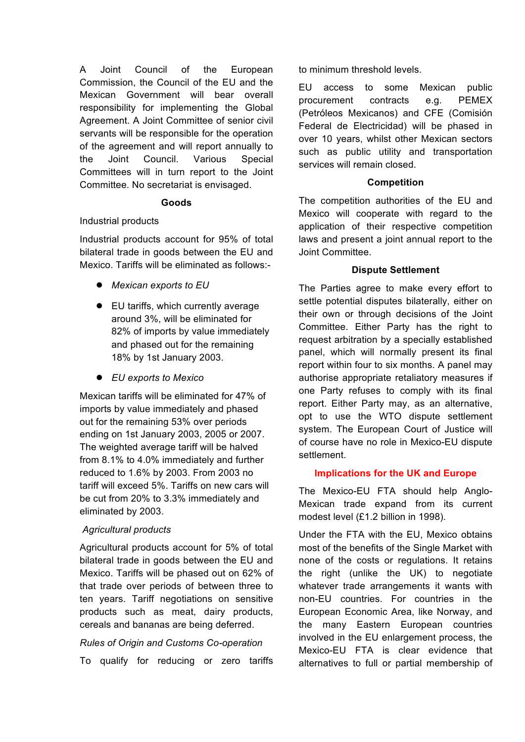A Joint Council of the European Commission, the Council of the EU and the Mexican Government will bear overall responsibility for implementing the Global Agreement. A Joint Committee of senior civil servants will be responsible for the operation of the agreement and will report annually to the Joint Council. Various Special Committees will in turn report to the Joint Committee. No secretariat is envisaged.

### Goods

Industrial products

Industrial products account for 95% of total bilateral trade in goods between the EU and Mexico. Tariffs will be eliminated as follows:-

- *Mexican exports to EU*
- EU tariffs, which currently average around 3%, will be eliminated for 82% of imports by value immediately and phased out for the remaining 18% by 1st January 2003.
- *EU exports to Mexico*

Mexican tariffs will be eliminated for 47% of imports by value immediately and phased out for the remaining 53% over periods ending on 1st January 2003, 2005 or 2007. The weighted average tariff will be halved from 8.1% to 4.0% immediately and further reduced to 1.6% by 2003. From 2003 no tariff will exceed 5%. Tariffs on new cars will be cut from 20% to 3.3% immediately and eliminated by 2003.

*Agricultural products*

Agricultural products account for 5% of total bilateral trade in goods between the EU and Mexico. Tariffs will be phased out on 62% of that trade over periods of between three to ten years. Tariff negotiations on sensitive products such as meat, dairy products, cereals and bananas are being deferred.

*Rules of Origin and Customs Co-operation*

To qualify for reducing or zero tariffs to minimum threshold levels.

EU access to some Mexican public procurement contracts e.g. PEMEX (Petróleos Mexicanos) and CFE (Comisión Federal de Electricidad) will be phased in over 10 years, whilst other Mexican sectors such as public utility and transportation services will remain closed.

### Competition

The competition authorities of the EU and Mexico will cooperate with regard to the application of their respective competition laws and present a joint annual report to the Joint Committee.

### Dispute Settlement

The Parties agree to make every effort to settle potential disputes bilaterally, either on their own or through decisions of the Joint Committee. Either Party has the right to request arbitration by a specially established panel, which will normally present its final report within four to six months. A panel may authorise appropriate retaliatory measures if one Party refuses to comply with its final report. Either Party may, as an alternative, opt to use the WTO dispute settlement system. The European Court of Justice will of course have no role in Mexico-EU dispute settlement.

## Implications for the UK and Europe

The Mexico-EU FTA should help Anglo-Mexican trade expand from its current modest level (£1.2 billion in 1998).

Under the FTA with the EU, Mexico obtains most of the benefits of the Single Market with none of the costs or regulations. It retains the right (unlike the UK) to negotiate whatever trade arrangements it wants with non-EU countries. For countries in the European Economic Area, like Norway, and the many Eastern European countries involved in the EU enlargement process, the Mexico-EU FTA is clear evidence that alternatives to full or partial membership of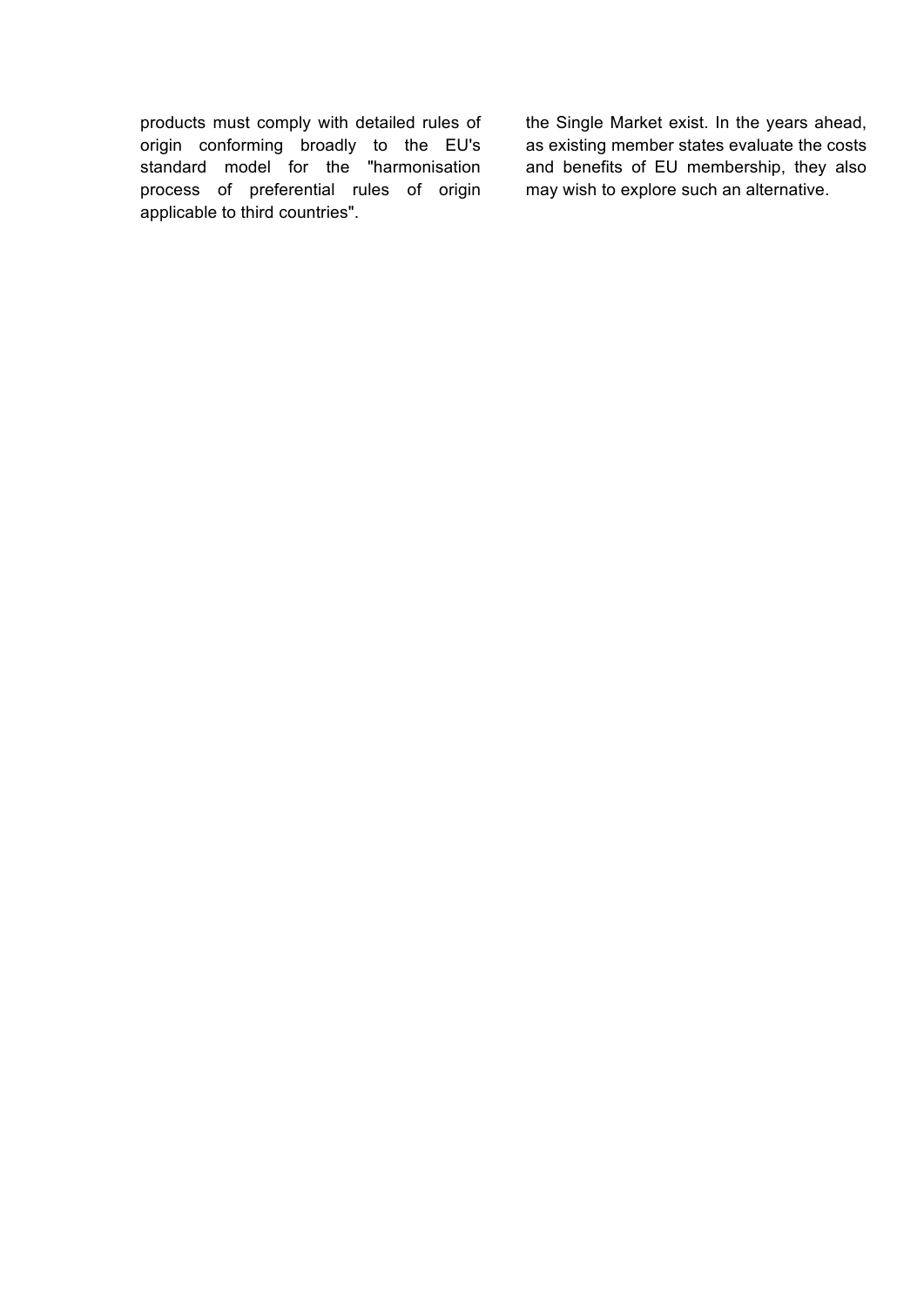products must comply with detailed rules of origin conforming broadly to the EU's standard model for the "harmonisation process of preferential rules of origin applicable to third countries".

the Single Market exist. In the years ahead, as existing member states evaluate the costs and benefits of EU membership, they also may wish to explore such an alternative.